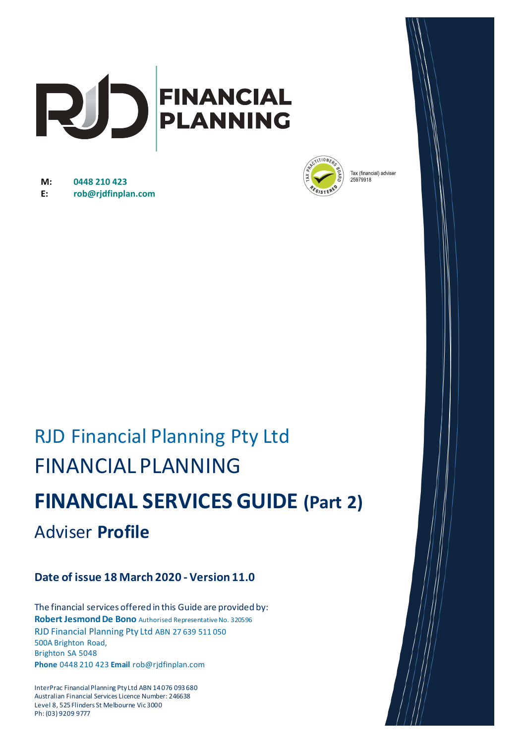RJD FINANCIAL PLANNING

**M:** 0448 210 423
**E:** rob@rjdfinplan.com

TAX PRACTITIONERS BOARD REGISTERED
Tax (financial) adviser 25979918

# RJD Financial Planning Pty Ltd
# FINANCIAL PLANNING
# **FINANCIAL SERVICES GUIDE (Part 2)**
## Adviser **Profile**

### Date of issue 18 March 2020 - Version 11.0

The financial services offered in this Guide are provided by:
**Robert Jesmond De Bono** Authorised Representative No. 320596
RJD Financial Planning Pty Ltd ABN 27 639 511 050
500A Brighton Road,
Brighton SA 5048
**Phone** 0448 210 423 **Email** rob@rjdfinplan.com

InterPrac Financial Planning Pty Ltd ABN 14 076 093 680
Australian Financial Services Licence Number: 246638
Level 8, 525 Flinders St Melbourne Vic 3000
Ph: (03) 9209 9777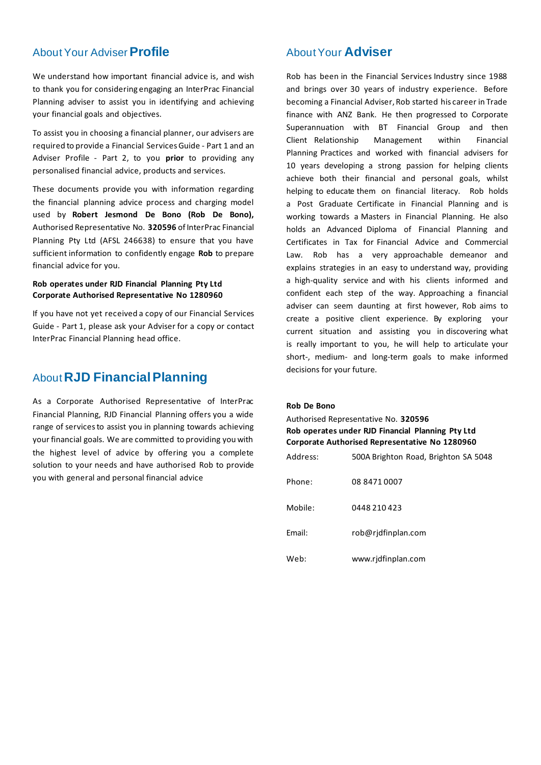## About Your Adviser **Profile**

We understand how important financial advice is, and wish to thank you for considering engaging an InterPrac Financial Planning adviser to assist you in identifying and achieving your financial goals and objectives.

To assist you in choosing a financial planner, our advisers are required to provide a Financial Services Guide - Part 1 and an Adviser Profile - Part 2, to you **prior** to providing any personalised financial advice, products and services.

These documents provide you with information regarding the financial planning advice process and charging model used by **Robert Jesmond De Bono (Rob De Bono),** Authorised Representative No. **320596** of InterPrac Financial Planning Pty Ltd (AFSL 246638) to ensure that you have sufficient information to confidently engage **Rob** to prepare financial advice for you.

**Rob operates under RJD Financial Planning Pty Ltd**
**Corporate Authorised Representative No 1280960**

If you have not yet received a copy of our Financial Services Guide - Part 1, please ask your Adviser for a copy or contact InterPrac Financial Planning head office.

## About **RJD Financial Planning**

As a Corporate Authorised Representative of InterPrac Financial Planning, RJD Financial Planning offers you a wide range of services to assist you in planning towards achieving your financial goals. We are committed to providing you with the highest level of advice by offering you a complete solution to your needs and have authorised Rob to provide you with general and personal financial advice

## About Your **Adviser**

Rob has been in the Financial Services Industry since 1988 and brings over 30 years of industry experience. Before becoming a Financial Adviser, Rob started his career in Trade finance with ANZ Bank. He then progressed to Corporate Superannuation with BT Financial Group and then Client Relationship Management within Financial Planning Practices and worked with financial advisers for 10 years developing a strong passion for helping clients achieve both their financial and personal goals, whilst helping to educate them on financial literacy. Rob holds a Post Graduate Certificate in Financial Planning and is working towards a Masters in Financial Planning. He also holds an Advanced Diploma of Financial Planning and Certificates in Tax for Financial Advice and Commercial Law. Rob has a very approachable demeanor and explains strategies in an easy to understand way, providing a high-quality service and with his clients informed and confident each step of the way. Approaching a financial adviser can seem daunting at first however, Rob aims to create a positive client experience. By exploring your current situation and assisting you in discovering what is really important to you, he will help to articulate your short-, medium- and long-term goals to make informed decisions for your future.

**Rob De Bono**
Authorised Representative No. **320596**
**Rob operates under RJD Financial Planning Pty Ltd**
**Corporate Authorised Representative No 1280960**

| | |
|---|---|
| Address: | 500A Brighton Road, Brighton SA 5048 |
| Phone: | 08 8471 0007 |
| Mobile: | 0448 210 423 |
| Email: | rob@rjdfinplan.com |
| Web: | www.rjdfinplan.com |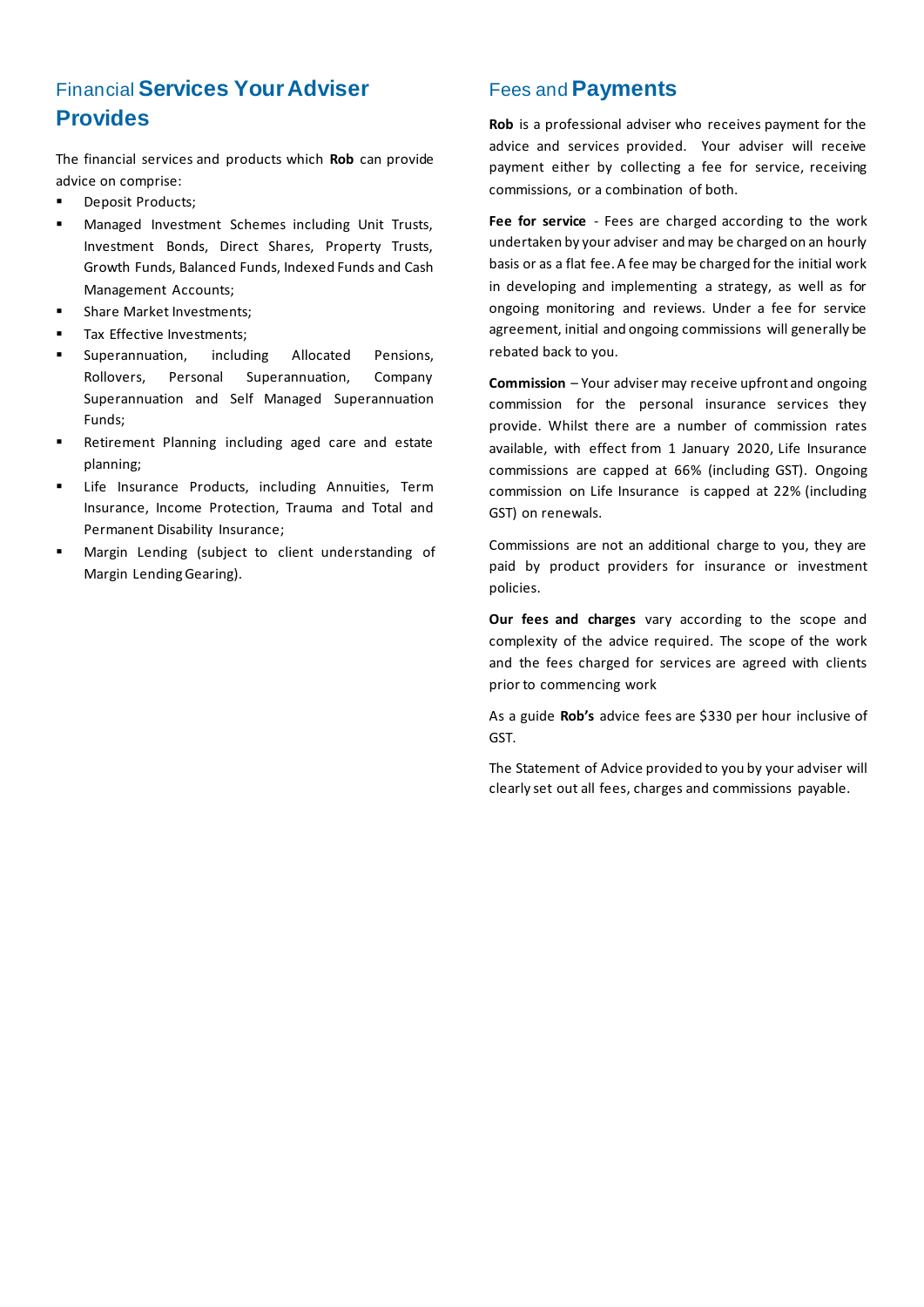## Financial **Services Your Adviser Provides**

The financial services and products which **Rob** can provide advice on comprise:

- Deposit Products;
- Managed Investment Schemes including Unit Trusts, Investment Bonds, Direct Shares, Property Trusts, Growth Funds, Balanced Funds, Indexed Funds and Cash Management Accounts;
- Share Market Investments;
- Tax Effective Investments;
- Superannuation, including Allocated Pensions, Rollovers, Personal Superannuation, Company Superannuation and Self Managed Superannuation Funds;
- Retirement Planning including aged care and estate planning;
- Life Insurance Products, including Annuities, Term Insurance, Income Protection, Trauma and Total and Permanent Disability Insurance;
- Margin Lending (subject to client understanding of Margin Lending Gearing).

## Fees and **Payments**

**Rob** is a professional adviser who receives payment for the advice and services provided. Your adviser will receive payment either by collecting a fee for service, receiving commissions, or a combination of both.

**Fee for service** - Fees are charged according to the work undertaken by your adviser and may be charged on an hourly basis or as a flat fee. A fee may be charged for the initial work in developing and implementing a strategy, as well as for ongoing monitoring and reviews. Under a fee for service agreement, initial and ongoing commissions will generally be rebated back to you.

**Commission** – Your adviser may receive upfront and ongoing commission for the personal insurance services they provide. Whilst there are a number of commission rates available, with effect from 1 January 2020, Life Insurance commissions are capped at 66% (including GST). Ongoing commission on Life Insurance is capped at 22% (including GST) on renewals.

Commissions are not an additional charge to you, they are paid by product providers for insurance or investment policies.

**Our fees and charges** vary according to the scope and complexity of the advice required. The scope of the work and the fees charged for services are agreed with clients prior to commencing work

As a guide **Rob's** advice fees are $330 per hour inclusive of GST.

The Statement of Advice provided to you by your adviser will clearly set out all fees, charges and commissions payable.